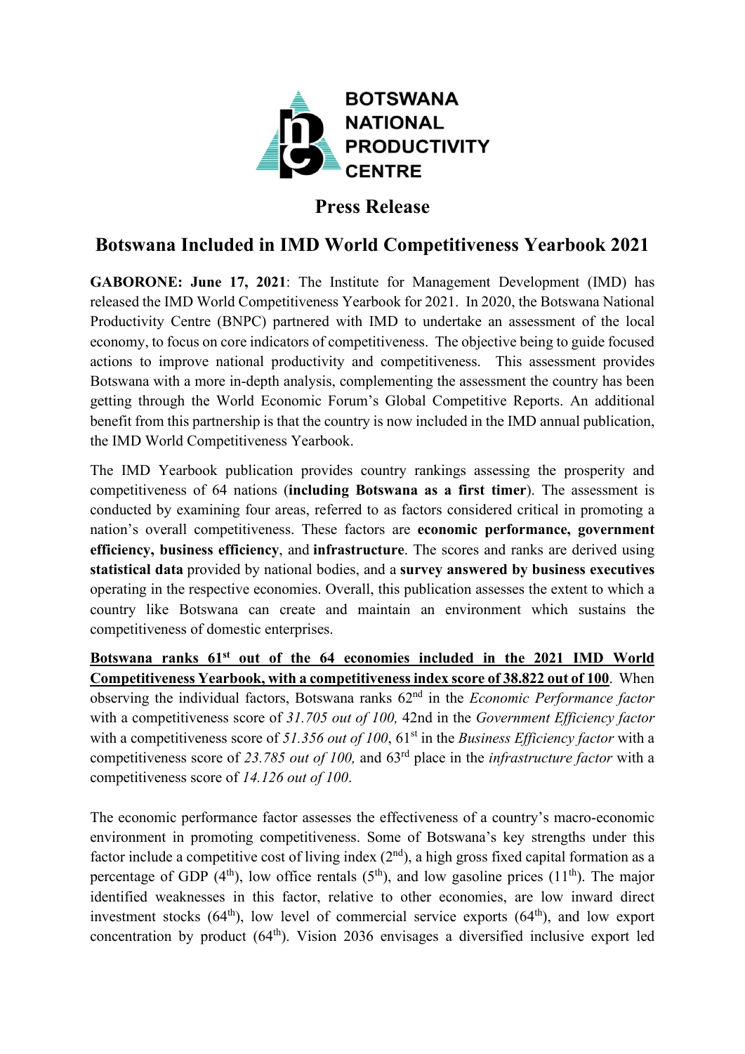BOTSWANA NATIONAL PRODUCTIVITY CENTRE

# Press Release

## Botswana Included in IMD World Competitiveness Yearbook 2021

**GABORONE: June 17, 2021**: The Institute for Management Development (IMD) has released the IMD World Competitiveness Yearbook for 2021. In 2020, the Botswana National Productivity Centre (BNPC) partnered with IMD to undertake an assessment of the local economy, to focus on core indicators of competitiveness. The objective being to guide focused actions to improve national productivity and competitiveness. This assessment provides Botswana with a more in-depth analysis, complementing the assessment the country has been getting through the World Economic Forum's Global Competitive Reports. An additional benefit from this partnership is that the country is now included in the IMD annual publication, the IMD World Competitiveness Yearbook.

The IMD Yearbook publication provides country rankings assessing the prosperity and competitiveness of 64 nations (**including Botswana as a first timer**). The assessment is conducted by examining four areas, referred to as factors considered critical in promoting a nation's overall competitiveness. These factors are **economic performance, government efficiency, business efficiency**, and **infrastructure**. The scores and ranks are derived using **statistical data** provided by national bodies, and a **survey answered by business executives** operating in the respective economies. Overall, this publication assesses the extent to which a country like Botswana can create and maintain an environment which sustains the competitiveness of domestic enterprises.

**Botswana ranks 61st out of the 64 economies included in the 2021 IMD World Competitiveness Yearbook, with a competitiveness index score of 38.822 out of 100**. When observing the individual factors, Botswana ranks 62nd in the *Economic Performance factor* with a competitiveness score of *31.705 out of 100,* 42nd in the *Government Efficiency factor* with a competitiveness score of *51.356 out of 100*, 61st in the *Business Efficiency factor* with a competitiveness score of *23.785 out of 100,* and 63rd place in the *infrastructure factor* with a competitiveness score of *14.126 out of 100*.

The economic performance factor assesses the effectiveness of a country's macro-economic environment in promoting competitiveness. Some of Botswana's key strengths under this factor include a competitive cost of living index (2nd), a high gross fixed capital formation as a percentage of GDP (4th), low office rentals (5th), and low gasoline prices (11th). The major identified weaknesses in this factor, relative to other economies, are low inward direct investment stocks (64th), low level of commercial service exports (64th), and low export concentration by product (64th). Vision 2036 envisages a diversified inclusive export led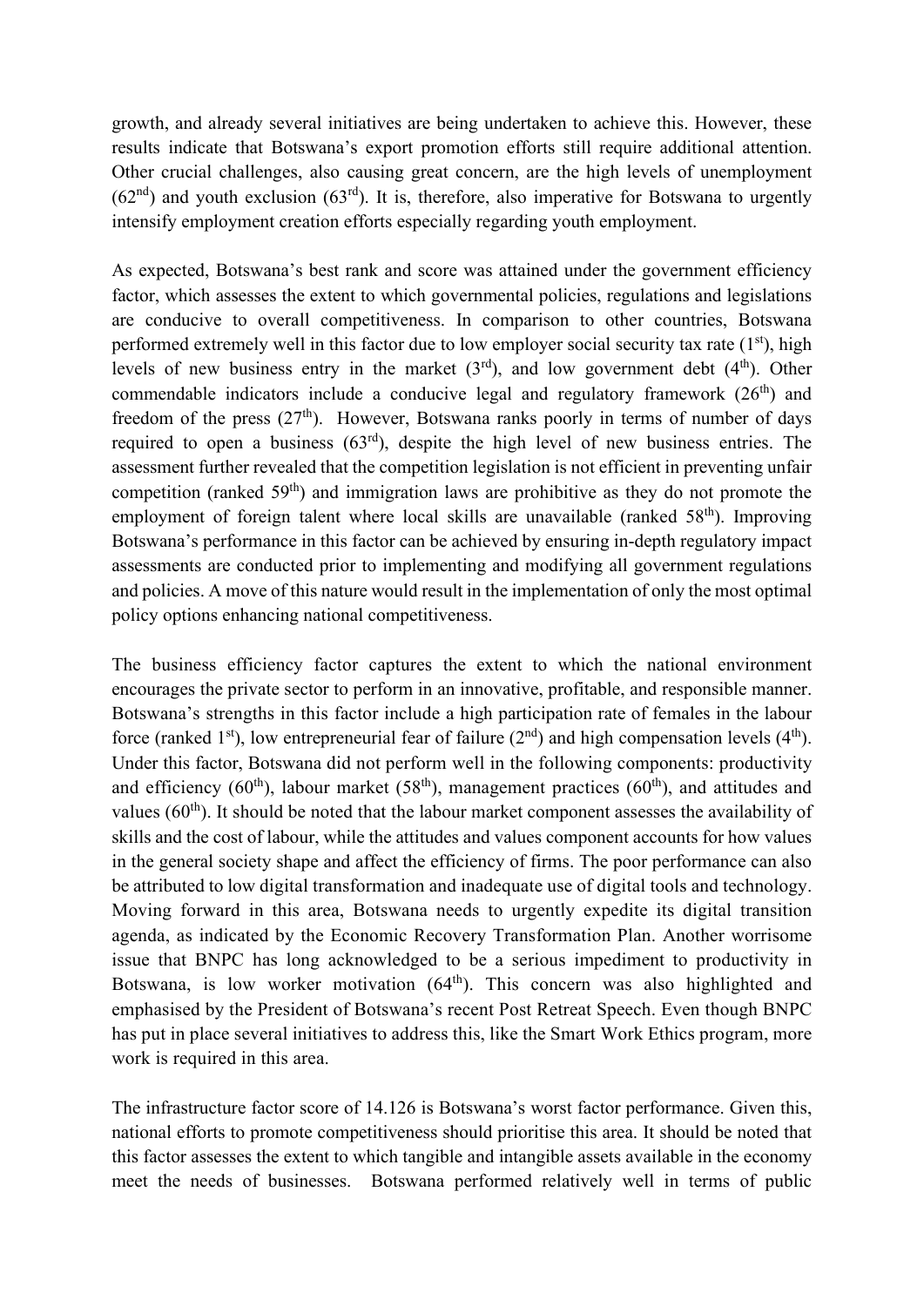growth, and already several initiatives are being undertaken to achieve this. However, these results indicate that Botswana's export promotion efforts still require additional attention. Other crucial challenges, also causing great concern, are the high levels of unemployment (62nd) and youth exclusion (63rd). It is, therefore, also imperative for Botswana to urgently intensify employment creation efforts especially regarding youth employment.

As expected, Botswana's best rank and score was attained under the government efficiency factor, which assesses the extent to which governmental policies, regulations and legislations are conducive to overall competitiveness. In comparison to other countries, Botswana performed extremely well in this factor due to low employer social security tax rate (1st), high levels of new business entry in the market (3rd), and low government debt (4th). Other commendable indicators include a conducive legal and regulatory framework (26th) and freedom of the press (27th). However, Botswana ranks poorly in terms of number of days required to open a business (63rd), despite the high level of new business entries. The assessment further revealed that the competition legislation is not efficient in preventing unfair competition (ranked 59th) and immigration laws are prohibitive as they do not promote the employment of foreign talent where local skills are unavailable (ranked 58th). Improving Botswana's performance in this factor can be achieved by ensuring in-depth regulatory impact assessments are conducted prior to implementing and modifying all government regulations and policies. A move of this nature would result in the implementation of only the most optimal policy options enhancing national competitiveness.

The business efficiency factor captures the extent to which the national environment encourages the private sector to perform in an innovative, profitable, and responsible manner. Botswana's strengths in this factor include a high participation rate of females in the labour force (ranked 1st), low entrepreneurial fear of failure (2nd) and high compensation levels (4th). Under this factor, Botswana did not perform well in the following components: productivity and efficiency (60th), labour market (58th), management practices (60th), and attitudes and values (60th). It should be noted that the labour market component assesses the availability of skills and the cost of labour, while the attitudes and values component accounts for how values in the general society shape and affect the efficiency of firms. The poor performance can also be attributed to low digital transformation and inadequate use of digital tools and technology. Moving forward in this area, Botswana needs to urgently expedite its digital transition agenda, as indicated by the Economic Recovery Transformation Plan. Another worrisome issue that BNPC has long acknowledged to be a serious impediment to productivity in Botswana, is low worker motivation (64th). This concern was also highlighted and emphasised by the President of Botswana's recent Post Retreat Speech. Even though BNPC has put in place several initiatives to address this, like the Smart Work Ethics program, more work is required in this area.

The infrastructure factor score of 14.126 is Botswana's worst factor performance. Given this, national efforts to promote competitiveness should prioritise this area. It should be noted that this factor assesses the extent to which tangible and intangible assets available in the economy meet the needs of businesses. Botswana performed relatively well in terms of public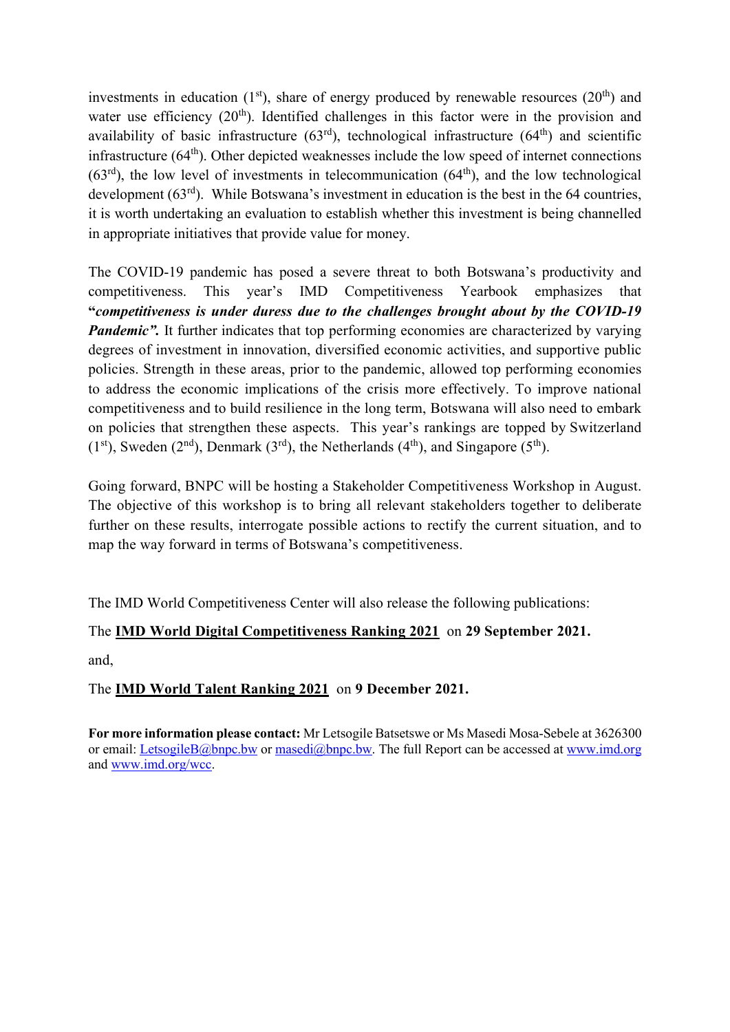investments in education (1st), share of energy produced by renewable resources (20th) and water use efficiency (20th). Identified challenges in this factor were in the provision and availability of basic infrastructure (63rd), technological infrastructure (64th) and scientific infrastructure (64th). Other depicted weaknesses include the low speed of internet connections (63rd), the low level of investments in telecommunication (64th), and the low technological development (63rd). While Botswana's investment in education is the best in the 64 countries, it is worth undertaking an evaluation to establish whether this investment is being channelled in appropriate initiatives that provide value for money.

The COVID-19 pandemic has posed a severe threat to both Botswana's productivity and competitiveness. This year's IMD Competitiveness Yearbook emphasizes that **"*competitiveness is under duress due to the challenges brought about by the COVID-19 Pandemic".*** It further indicates that top performing economies are characterized by varying degrees of investment in innovation, diversified economic activities, and supportive public policies. Strength in these areas, prior to the pandemic, allowed top performing economies to address the economic implications of the crisis more effectively. To improve national competitiveness and to build resilience in the long term, Botswana will also need to embark on policies that strengthen these aspects. This year's rankings are topped by Switzerland (1st), Sweden (2nd), Denmark (3rd), the Netherlands (4th), and Singapore (5th).

Going forward, BNPC will be hosting a Stakeholder Competitiveness Workshop in August. The objective of this workshop is to bring all relevant stakeholders together to deliberate further on these results, interrogate possible actions to rectify the current situation, and to map the way forward in terms of Botswana's competitiveness.

The IMD World Competitiveness Center will also release the following publications:

The **IMD World Digital Competitiveness Ranking 2021** on **29 September 2021.**

and,

The **IMD World Talent Ranking 2021** on **9 December 2021.**

**For more information please contact:** Mr Letsogile Batsetswe or Ms Masedi Mosa-Sebele at 3626300 or email: LetsogileB@bnpc.bw or masedi@bnpc.bw. The full Report can be accessed at www.imd.org and www.imd.org/wcc.